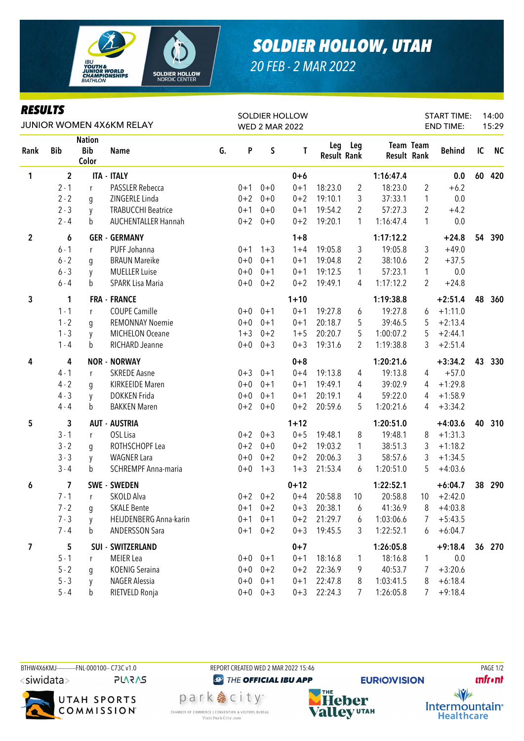# SOLDIER HOLLOW, UTAH

*20 FEB - 2 MAR 2022*

## RESULTS

JUNIOR WOMEN 4X6KM RELAY

SOLDIER HOLLOW
WED 2 MAR 2022

START TIME: 14:00
END TIME: 15:29

| Rank | Bib | Nation Bib Color | Name | G. | P | S | T | Leg Result | Leg Rank | Team Result | Team Rank | Behind | IC | NC |
|---|---|---|---|---|---|---|---|---|---|---|---|---|---|---|
| 1 | 2 | ITA | ITALY | | | | 0+6 | | | 1:16:47.4 | | 0.0 | 60 | 420 |
| | 2 - 1 | r | PASSLER Rebecca | | 0+1 | 0+0 | 0+1 | 18:23.0 | 2 | 18:23.0 | 2 | +6.2 | | |
| | 2 - 2 | g | ZINGERLE Linda | | 0+2 | 0+0 | 0+2 | 19:10.1 | 3 | 37:33.1 | 1 | 0.0 | | |
| | 2 - 3 | y | TRABUCCHI Beatrice | | 0+1 | 0+0 | 0+1 | 19:54.2 | 2 | 57:27.3 | 2 | +4.2 | | |
| | 2 - 4 | b | AUCHENTALLER Hannah | | 0+2 | 0+0 | 0+2 | 19:20.1 | 1 | 1:16:47.4 | 1 | 0.0 | | |
| 2 | 6 | GER | GERMANY | | | | 1+8 | | | 1:17:12.2 | | +24.8 | 54 | 390 |
| | 6 - 1 | r | PUFF Johanna | | 0+1 | 1+3 | 1+4 | 19:05.8 | 3 | 19:05.8 | 3 | +49.0 | | |
| | 6 - 2 | g | BRAUN Mareike | | 0+0 | 0+1 | 0+1 | 19:04.8 | 2 | 38:10.6 | 2 | +37.5 | | |
| | 6 - 3 | y | MUELLER Luise | | 0+0 | 0+1 | 0+1 | 19:12.5 | 1 | 57:23.1 | 1 | 0.0 | | |
| | 6 - 4 | b | SPARK Lisa Maria | | 0+0 | 0+2 | 0+2 | 19:49.1 | 4 | 1:17:12.2 | 2 | +24.8 | | |
| 3 | 1 | FRA | FRANCE | | | | 1+10 | | | 1:19:38.8 | | +2:51.4 | 48 | 360 |
| | 1 - 1 | r | COUPE Camille | | 0+0 | 0+1 | 0+1 | 19:27.8 | 6 | 19:27.8 | 6 | +1:11.0 | | |
| | 1 - 2 | g | REMONNAY Noemie | | 0+0 | 0+1 | 0+1 | 20:18.7 | 5 | 39:46.5 | 5 | +2:13.4 | | |
| | 1 - 3 | y | MICHELON Oceane | | 1+3 | 0+2 | 1+5 | 20:20.7 | 5 | 1:00:07.2 | 5 | +2:44.1 | | |
| | 1 - 4 | b | RICHARD Jeanne | | 0+0 | 0+3 | 0+3 | 19:31.6 | 2 | 1:19:38.8 | 3 | +2:51.4 | | |
| 4 | 4 | NOR | NORWAY | | | | 0+8 | | | 1:20:21.6 | | +3:34.2 | 43 | 330 |
| | 4 - 1 | r | SKREDE Aasne | | 0+3 | 0+1 | 0+4 | 19:13.8 | 4 | 19:13.8 | 4 | +57.0 | | |
| | 4 - 2 | g | KIRKEEIDE Maren | | 0+0 | 0+1 | 0+1 | 19:49.1 | 4 | 39:02.9 | 4 | +1:29.8 | | |
| | 4 - 3 | y | DOKKEN Frida | | 0+0 | 0+1 | 0+1 | 20:19.1 | 4 | 59:22.0 | 4 | +1:58.9 | | |
| | 4 - 4 | b | BAKKEN Maren | | 0+2 | 0+0 | 0+2 | 20:59.6 | 5 | 1:20:21.6 | 4 | +3:34.2 | | |
| 5 | 3 | AUT | AUSTRIA | | | | 1+12 | | | 1:20:51.0 | | +4:03.6 | 40 | 310 |
| | 3 - 1 | r | OSL Lisa | | 0+2 | 0+3 | 0+5 | 19:48.1 | 8 | 19:48.1 | 8 | +1:31.3 | | |
| | 3 - 2 | g | ROTHSCHOPF Lea | | 0+2 | 0+0 | 0+2 | 19:03.2 | 1 | 38:51.3 | 3 | +1:18.2 | | |
| | 3 - 3 | y | WAGNER Lara | | 0+0 | 0+2 | 0+2 | 20:06.3 | 3 | 58:57.6 | 3 | +1:34.5 | | |
| | 3 - 4 | b | SCHREMPF Anna-maria | | 0+0 | 1+3 | 1+3 | 21:53.4 | 6 | 1:20:51.0 | 5 | +4:03.6 | | |
| 6 | 7 | SWE | SWEDEN | | | | 0+12 | | | 1:22:52.1 | | +6:04.7 | 38 | 290 |
| | 7 - 1 | r | SKOLD Alva | | 0+2 | 0+2 | 0+4 | 20:58.8 | 10 | 20:58.8 | 10 | +2:42.0 | | |
| | 7 - 2 | g | SKALE Bente | | 0+1 | 0+2 | 0+3 | 20:38.1 | 6 | 41:36.9 | 8 | +4:03.8 | | |
| | 7 - 3 | y | HEIJDENBERG Anna-karin | | 0+1 | 0+1 | 0+2 | 21:29.7 | 6 | 1:03:06.6 | 7 | +5:43.5 | | |
| | 7 - 4 | b | ANDERSSON Sara | | 0+1 | 0+2 | 0+3 | 19:45.5 | 3 | 1:22:52.1 | 6 | +6:04.7 | | |
| 7 | 5 | SUI | SWITZERLAND | | | | 0+7 | | | 1:26:05.8 | | +9:18.4 | 36 | 270 |
| | 5 - 1 | r | MEIER Lea | | 0+0 | 0+1 | 0+1 | 18:16.8 | 1 | 18:16.8 | 1 | 0.0 | | |
| | 5 - 2 | g | KOENIG Seraina | | 0+0 | 0+2 | 0+2 | 22:36.9 | 9 | 40:53.7 | 7 | +3:20.6 | | |
| | 5 - 3 | y | NAGER Alessia | | 0+0 | 0+1 | 0+1 | 22:47.8 | 8 | 1:03:41.5 | 8 | +6:18.4 | | |
| | 5 - 4 | b | RIETVELD Ronja | | 0+0 | 0+3 | 0+3 | 22:24.3 | 7 | 1:26:05.8 | 7 | +9:18.4 | | |

BTHW4X6KMJ------------FNL-000100-- C73C v1.0
REPORT CREATED WED 2 MAR 2022 15:46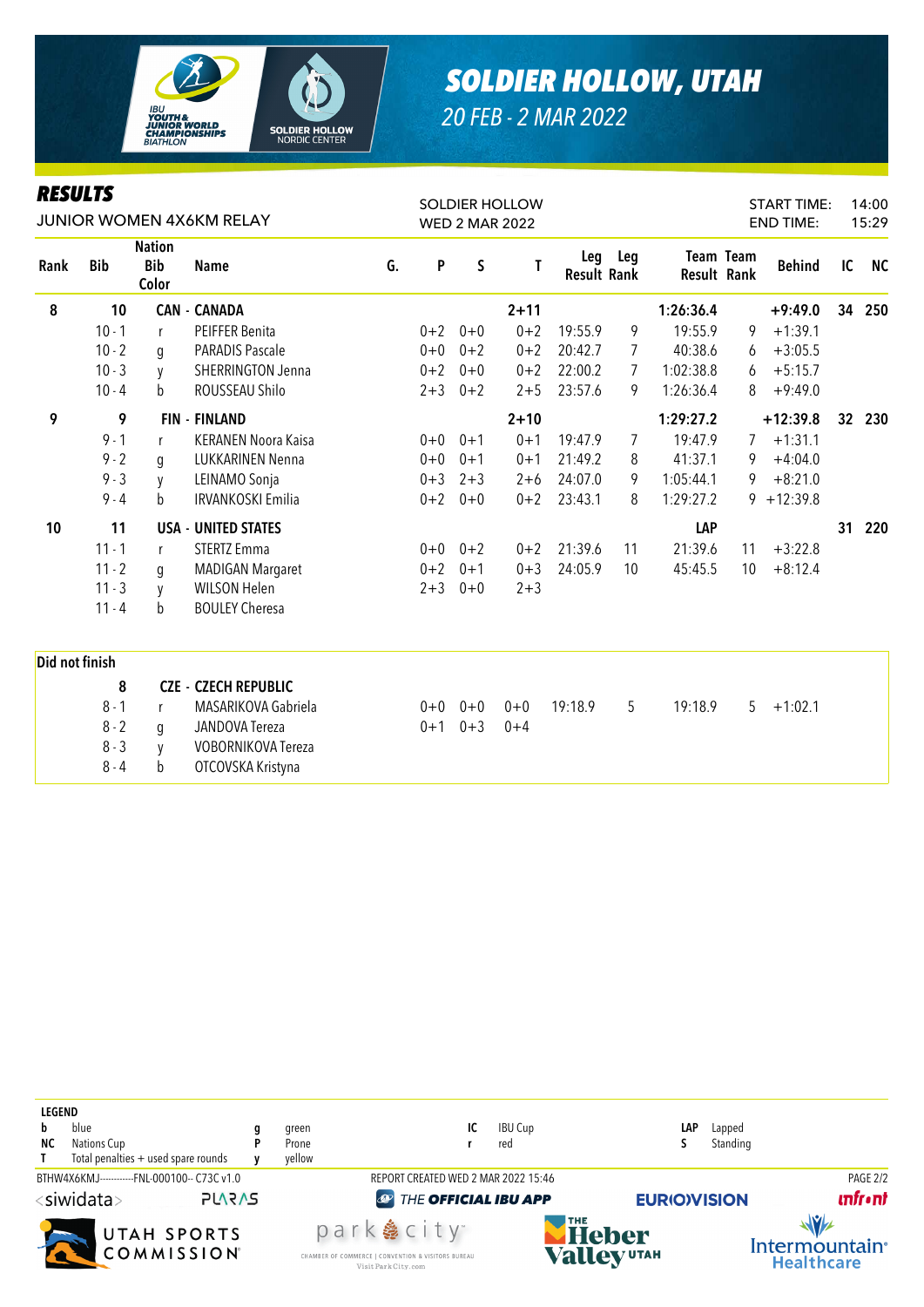# SOLDIER HOLLOW, UTAH

*20 FEB - 2 MAR 2022*

## RESULTS

JUNIOR WOMEN 4X6KM RELAY

SOLDIER HOLLOW
WED 2 MAR 2022

START TIME: 14:00
END TIME: 15:29

| Rank | Bib | Nation Bib Color | Name | G. | P | S | T | Leg Result | Leg Rank | Team Result | Team Rank | Behind | IC | NC |
|---|---|---|---|---|---|---|---|---|---|---|---|---|---|---|
| 8 | 10 | | CAN - CANADA | | | | 2+11 | | | 1:26:36.4 | | +9:49.0 | 34 | 250 |
| | 10 - 1 | r | PEIFFER Benita | | 0+2 | 0+0 | 0+2 | 19:55.9 | 9 | 19:55.9 | 9 | +1:39.1 | | |
| | 10 - 2 | g | PARADIS Pascale | | 0+0 | 0+2 | 0+2 | 20:42.7 | 7 | 40:38.6 | 6 | +3:05.5 | | |
| | 10 - 3 | y | SHERRINGTON Jenna | | 0+2 | 0+0 | 0+2 | 22:00.2 | 7 | 1:02:38.8 | 6 | +5:15.7 | | |
| | 10 - 4 | b | ROUSSEAU Shilo | | 2+3 | 0+2 | 2+5 | 23:57.6 | 9 | 1:26:36.4 | 8 | +9:49.0 | | |
| 9 | 9 | | FIN - FINLAND | | | | 2+10 | | | 1:29:27.2 | | +12:39.8 | 32 | 230 |
| | 9 - 1 | r | KERANEN Noora Kaisa | | 0+0 | 0+1 | 0+1 | 19:47.9 | 7 | 19:47.9 | 7 | +1:31.1 | | |
| | 9 - 2 | g | LUKKARINEN Nenna | | 0+0 | 0+1 | 0+1 | 21:49.2 | 8 | 41:37.1 | 9 | +4:04.0 | | |
| | 9 - 3 | y | LEINAMO Sonja | | 0+3 | 2+3 | 2+6 | 24:07.0 | 9 | 1:05:44.1 | 9 | +8:21.0 | | |
| | 9 - 4 | b | IRVANKOSKI Emilia | | 0+2 | 0+0 | 0+2 | 23:43.1 | 8 | 1:29:27.2 | 9 | +12:39.8 | | |
| 10 | 11 | | USA - UNITED STATES | | | | | | | LAP | | | 31 | 220 |
| | 11 - 1 | r | STERTZ Emma | | 0+0 | 0+2 | 0+2 | 21:39.6 | 11 | 21:39.6 | 11 | +3:22.8 | | |
| | 11 - 2 | g | MADIGAN Margaret | | 0+2 | 0+1 | 0+3 | 24:05.9 | 10 | 45:45.5 | 10 | +8:12.4 | | |
| | 11 - 3 | y | WILSON Helen | | 2+3 | 0+0 | 2+3 | | | | | | | |
| | 11 - 4 | b | BOULEY Cheresa | | | | | | | | | | | |

### Did not finish

| Rank | Bib | Nation Bib Color | Name | G. | P | S | T | Leg Result | Leg Rank | Team Result | Team Rank | Behind | IC | NC |
|---|---|---|---|---|---|---|---|---|---|---|---|---|---|---|
| | 8 | | CZE - CZECH REPUBLIC | | | | | | | | | | | |
| | 8 - 1 | r | MASARIKOVA Gabriela | | 0+0 | 0+0 | 0+0 | 19:18.9 | 5 | 19:18.9 | 5 | +1:02.1 | | |
| | 8 - 2 | g | JANDOVA Tereza | | 0+1 | 0+3 | 0+4 | | | | | | | |
| | 8 - 3 | y | VOBORNIKOVA Tereza | | | | | | | | | | | |
| | 8 - 4 | b | OTCOVSKA Kristyna | | | | | | | | | | | |

LEGEND

| | | | | | | | |
|---|---|---|---|---|---|---|---|
| b | blue | g | green | IC | IBU Cup | LAP | Lapped |
| NC | Nations Cup | P | Prone | r | red | S | Standing |
| T | Total penalties + used spare rounds | y | yellow | | | | |

BTHW4X6KMJ-----------FNL-000100-- C73C v1.0

REPORT CREATED WED 2 MAR 2022 15:46